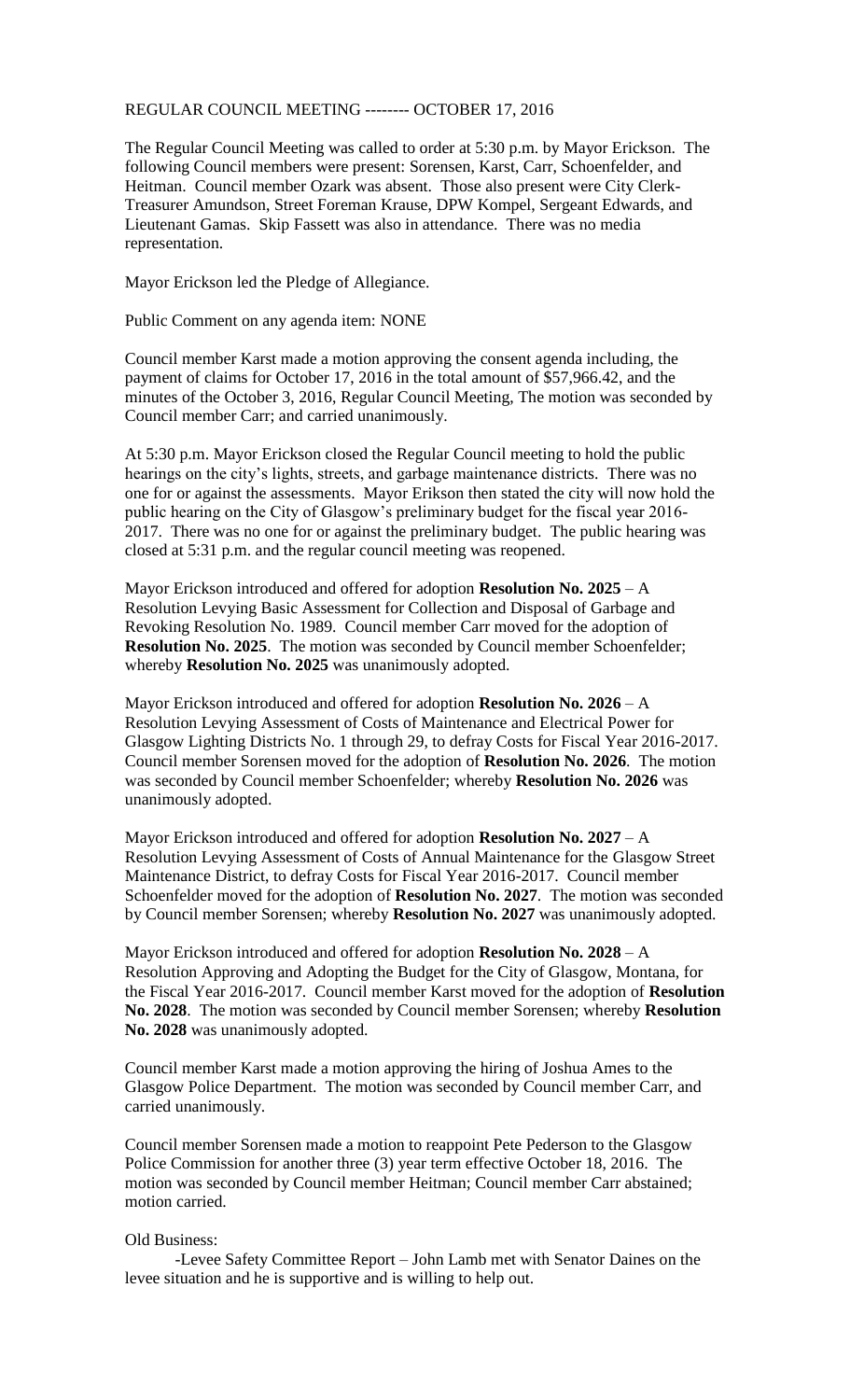REGULAR COUNCIL MEETING -------- OCTOBER 17, 2016

The Regular Council Meeting was called to order at 5:30 p.m. by Mayor Erickson. The following Council members were present: Sorensen, Karst, Carr, Schoenfelder, and Heitman. Council member Ozark was absent. Those also present were City Clerk-Treasurer Amundson, Street Foreman Krause, DPW Kompel, Sergeant Edwards, and Lieutenant Gamas. Skip Fassett was also in attendance. There was no media representation.

Mayor Erickson led the Pledge of Allegiance.

Public Comment on any agenda item: NONE

Council member Karst made a motion approving the consent agenda including, the payment of claims for October 17, 2016 in the total amount of $57,966.42, and the minutes of the October 3, 2016, Regular Council Meeting, The motion was seconded by Council member Carr; and carried unanimously.

At 5:30 p.m. Mayor Erickson closed the Regular Council meeting to hold the public hearings on the city's lights, streets, and garbage maintenance districts. There was no one for or against the assessments. Mayor Erikson then stated the city will now hold the public hearing on the City of Glasgow's preliminary budget for the fiscal year 2016-2017. There was no one for or against the preliminary budget. The public hearing was closed at 5:31 p.m. and the regular council meeting was reopened.

Mayor Erickson introduced and offered for adoption **Resolution No. 2025** – A Resolution Levying Basic Assessment for Collection and Disposal of Garbage and Revoking Resolution No. 1989. Council member Carr moved for the adoption of **Resolution No. 2025**. The motion was seconded by Council member Schoenfelder; whereby **Resolution No. 2025** was unanimously adopted.

Mayor Erickson introduced and offered for adoption **Resolution No. 2026** – A Resolution Levying Assessment of Costs of Maintenance and Electrical Power for Glasgow Lighting Districts No. 1 through 29, to defray Costs for Fiscal Year 2016-2017. Council member Sorensen moved for the adoption of **Resolution No. 2026**. The motion was seconded by Council member Schoenfelder; whereby **Resolution No. 2026** was unanimously adopted.

Mayor Erickson introduced and offered for adoption **Resolution No. 2027** – A Resolution Levying Assessment of Costs of Annual Maintenance for the Glasgow Street Maintenance District, to defray Costs for Fiscal Year 2016-2017. Council member Schoenfelder moved for the adoption of **Resolution No. 2027**. The motion was seconded by Council member Sorensen; whereby **Resolution No. 2027** was unanimously adopted.

Mayor Erickson introduced and offered for adoption **Resolution No. 2028** – A Resolution Approving and Adopting the Budget for the City of Glasgow, Montana, for the Fiscal Year 2016-2017. Council member Karst moved for the adoption of **Resolution No. 2028**. The motion was seconded by Council member Sorensen; whereby **Resolution No. 2028** was unanimously adopted.

Council member Karst made a motion approving the hiring of Joshua Ames to the Glasgow Police Department. The motion was seconded by Council member Carr, and carried unanimously.

Council member Sorensen made a motion to reappoint Pete Pederson to the Glasgow Police Commission for another three (3) year term effective October 18, 2016. The motion was seconded by Council member Heitman; Council member Carr abstained; motion carried.

Old Business:

-Levee Safety Committee Report – John Lamb met with Senator Daines on the levee situation and he is supportive and is willing to help out.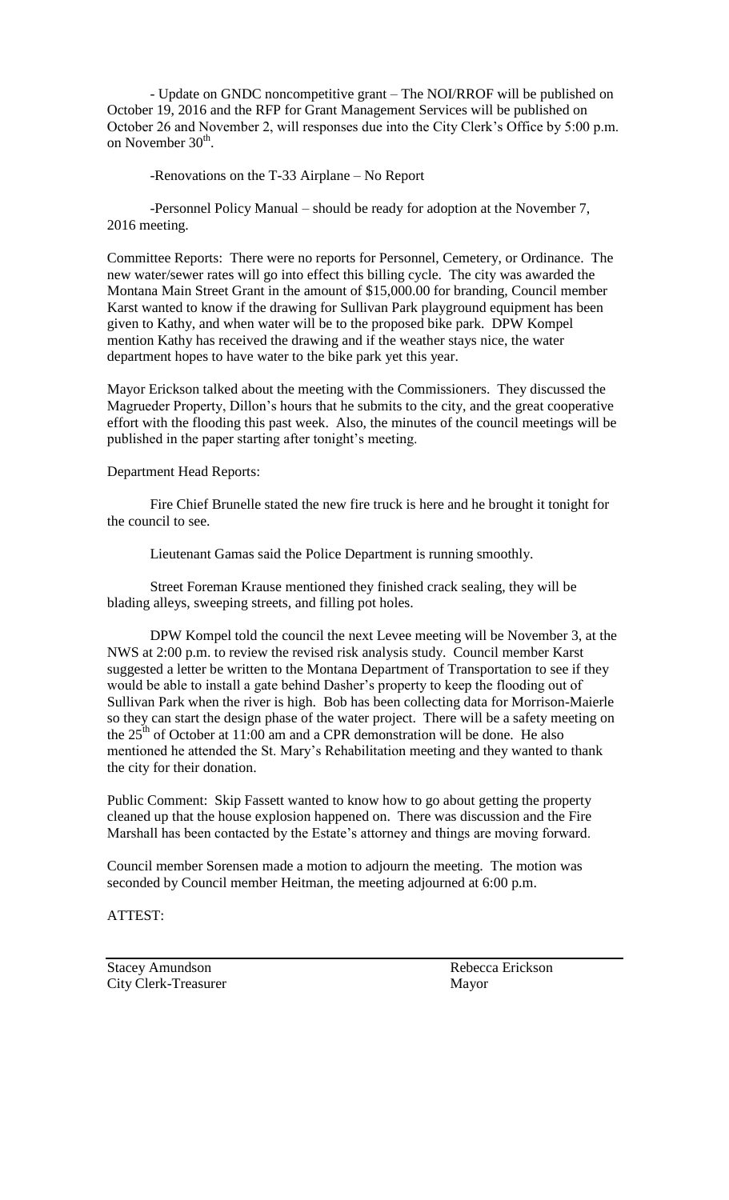- Update on GNDC noncompetitive grant – The NOI/RROF will be published on October 19, 2016 and the RFP for Grant Management Services will be published on October 26 and November 2, will responses due into the City Clerk's Office by 5:00 p.m. on November 30th.

-Renovations on the T-33 Airplane – No Report

-Personnel Policy Manual – should be ready for adoption at the November 7, 2016 meeting.

Committee Reports: There were no reports for Personnel, Cemetery, or Ordinance. The new water/sewer rates will go into effect this billing cycle. The city was awarded the Montana Main Street Grant in the amount of $15,000.00 for branding, Council member Karst wanted to know if the drawing for Sullivan Park playground equipment has been given to Kathy, and when water will be to the proposed bike park. DPW Kompel mention Kathy has received the drawing and if the weather stays nice, the water department hopes to have water to the bike park yet this year.

Mayor Erickson talked about the meeting with the Commissioners. They discussed the Magrueder Property, Dillon's hours that he submits to the city, and the great cooperative effort with the flooding this past week. Also, the minutes of the council meetings will be published in the paper starting after tonight's meeting.

Department Head Reports:

Fire Chief Brunelle stated the new fire truck is here and he brought it tonight for the council to see.

Lieutenant Gamas said the Police Department is running smoothly.

Street Foreman Krause mentioned they finished crack sealing, they will be blading alleys, sweeping streets, and filling pot holes.

DPW Kompel told the council the next Levee meeting will be November 3, at the NWS at 2:00 p.m. to review the revised risk analysis study. Council member Karst suggested a letter be written to the Montana Department of Transportation to see if they would be able to install a gate behind Dasher's property to keep the flooding out of Sullivan Park when the river is high. Bob has been collecting data for Morrison-Maierle so they can start the design phase of the water project. There will be a safety meeting on the 25th of October at 11:00 am and a CPR demonstration will be done. He also mentioned he attended the St. Mary's Rehabilitation meeting and they wanted to thank the city for their donation.

Public Comment: Skip Fassett wanted to know how to go about getting the property cleaned up that the house explosion happened on. There was discussion and the Fire Marshall has been contacted by the Estate's attorney and things are moving forward.

Council member Sorensen made a motion to adjourn the meeting. The motion was seconded by Council member Heitman, the meeting adjourned at 6:00 p.m.

ATTEST:

Stacey Amundson
City Clerk-Treasurer

Rebecca Erickson
Mayor